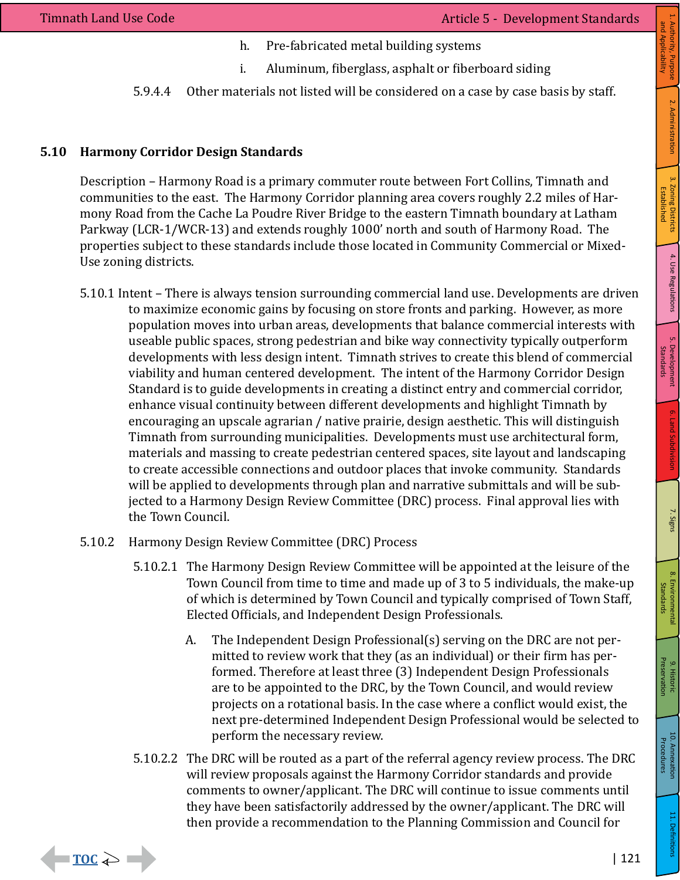h. Pre-fabricated metal building systems

i. Aluminum, fiberglass, asphalt or fiberboard siding

5.9.4.4 Other materials not listed will be considered on a case by case basis by staff.

## 5.10 Harmony Corridor Design Standards

Description – Harmony Road is a primary commuter route between Fort Collins, Timnath and communities to the east. The Harmony Corridor planning area covers roughly 2.2 miles of Harmony Road from the Cache La Poudre River Bridge to the eastern Timnath boundary at Latham Parkway (LCR-1/WCR-13) and extends roughly 1000' north and south of Harmony Road. The properties subject to these standards include those located in Community Commercial or Mixed-Use zoning districts.

5.10.1 Intent – There is always tension surrounding commercial land use. Developments are driven to maximize economic gains by focusing on store fronts and parking. However, as more population moves into urban areas, developments that balance commercial interests with useable public spaces, strong pedestrian and bike way connectivity typically outperform developments with less design intent. Timnath strives to create this blend of commercial viability and human centered development. The intent of the Harmony Corridor Design Standard is to guide developments in creating a distinct entry and commercial corridor, enhance visual continuity between different developments and highlight Timnath by encouraging an upscale agrarian / native prairie, design aesthetic. This will distinguish Timnath from surrounding municipalities. Developments must use architectural form, materials and massing to create pedestrian centered spaces, site layout and landscaping to create accessible connections and outdoor places that invoke community. Standards will be applied to developments through plan and narrative submittals and will be subjected to a Harmony Design Review Committee (DRC) process. Final approval lies with the Town Council.

5.10.2 Harmony Design Review Committee (DRC) Process

5.10.2.1 The Harmony Design Review Committee will be appointed at the leisure of the Town Council from time to time and made up of 3 to 5 individuals, the make-up of which is determined by Town Council and typically comprised of Town Staff, Elected Officials, and Independent Design Professionals.

A. The Independent Design Professional(s) serving on the DRC are not permitted to review work that they (as an individual) or their firm has performed. Therefore at least three (3) Independent Design Professionals are to be appointed to the DRC, by the Town Council, and would review projects on a rotational basis. In the case where a conflict would exist, the next pre-determined Independent Design Professional would be selected to perform the necessary review.

5.10.2.2 The DRC will be routed as a part of the referral agency review process. The DRC will review proposals against the Harmony Corridor standards and provide comments to owner/applicant. The DRC will continue to issue comments until they have been satisfactorily addressed by the owner/applicant. The DRC will then provide a recommendation to the Planning Commission and Council for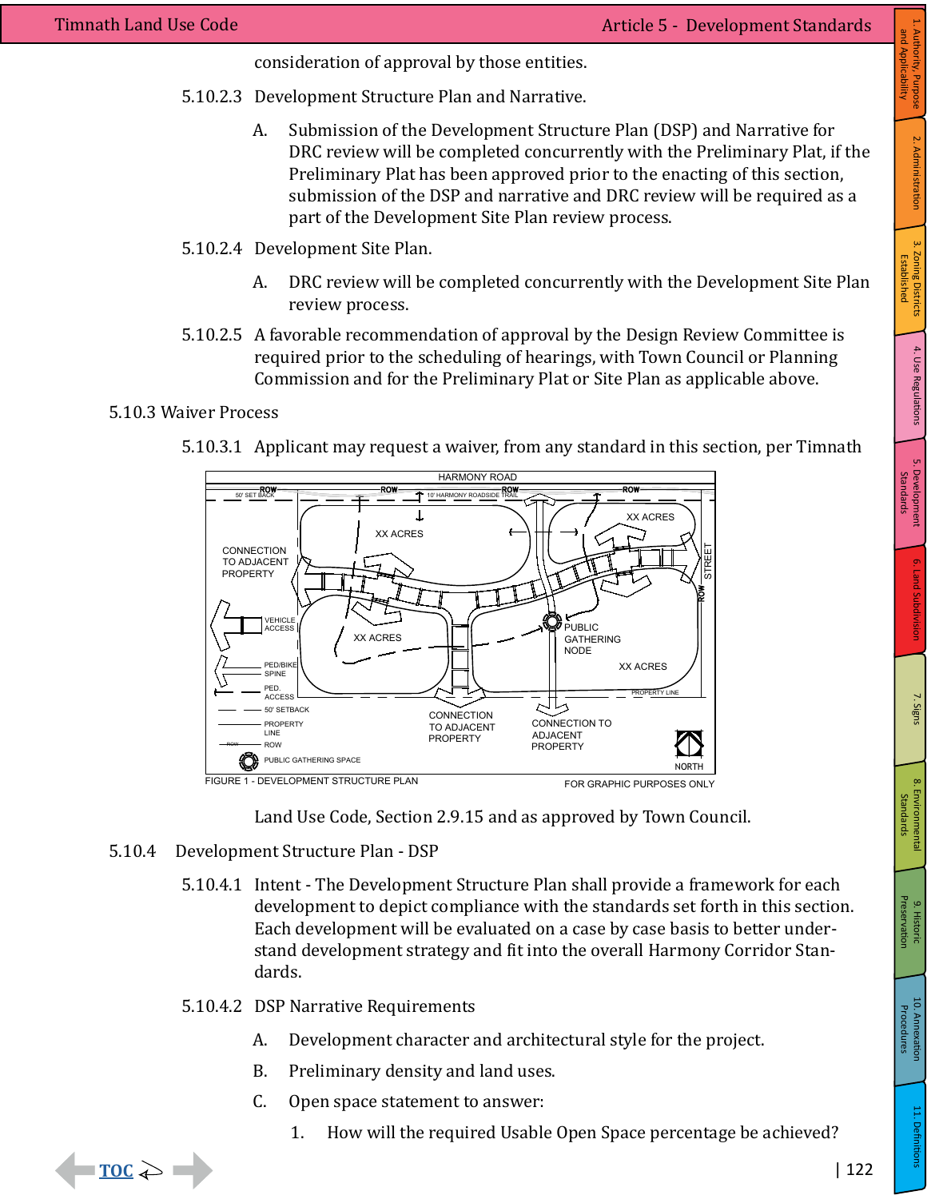consideration of approval by those entities.

5.10.2.3 Development Structure Plan and Narrative.

A. Submission of the Development Structure Plan (DSP) and Narrative for DRC review will be completed concurrently with the Preliminary Plat, if the Preliminary Plat has been approved prior to the enacting of this section, submission of the DSP and narrative and DRC review will be required as a part of the Development Site Plan review process.

5.10.2.4 Development Site Plan.

A. DRC review will be completed concurrently with the Development Site Plan review process.

5.10.2.5 A favorable recommendation of approval by the Design Review Committee is required prior to the scheduling of hearings, with Town Council or Planning Commission and for the Preliminary Plat or Site Plan as applicable above.

## 5.10.3 Waiver Process

5.10.3.1 Applicant may request a waiver, from any standard in this section, per Timnath Land Use Code, Section 2.9.15 and as approved by Town Council.

FIGURE 1 - DEVELOPMENT STRUCTURE PLAN

FOR GRAPHIC PURPOSES ONLY

## 5.10.4 Development Structure Plan - DSP

5.10.4.1 Intent - The Development Structure Plan shall provide a framework for each development to depict compliance with the standards set forth in this section. Each development will be evaluated on a case by case basis to better understand development strategy and fit into the overall Harmony Corridor Standards.

5.10.4.2 DSP Narrative Requirements

A. Development character and architectural style for the project.

B. Preliminary density and land uses.

C. Open space statement to answer:

1. How will the required Usable Open Space percentage be achieved?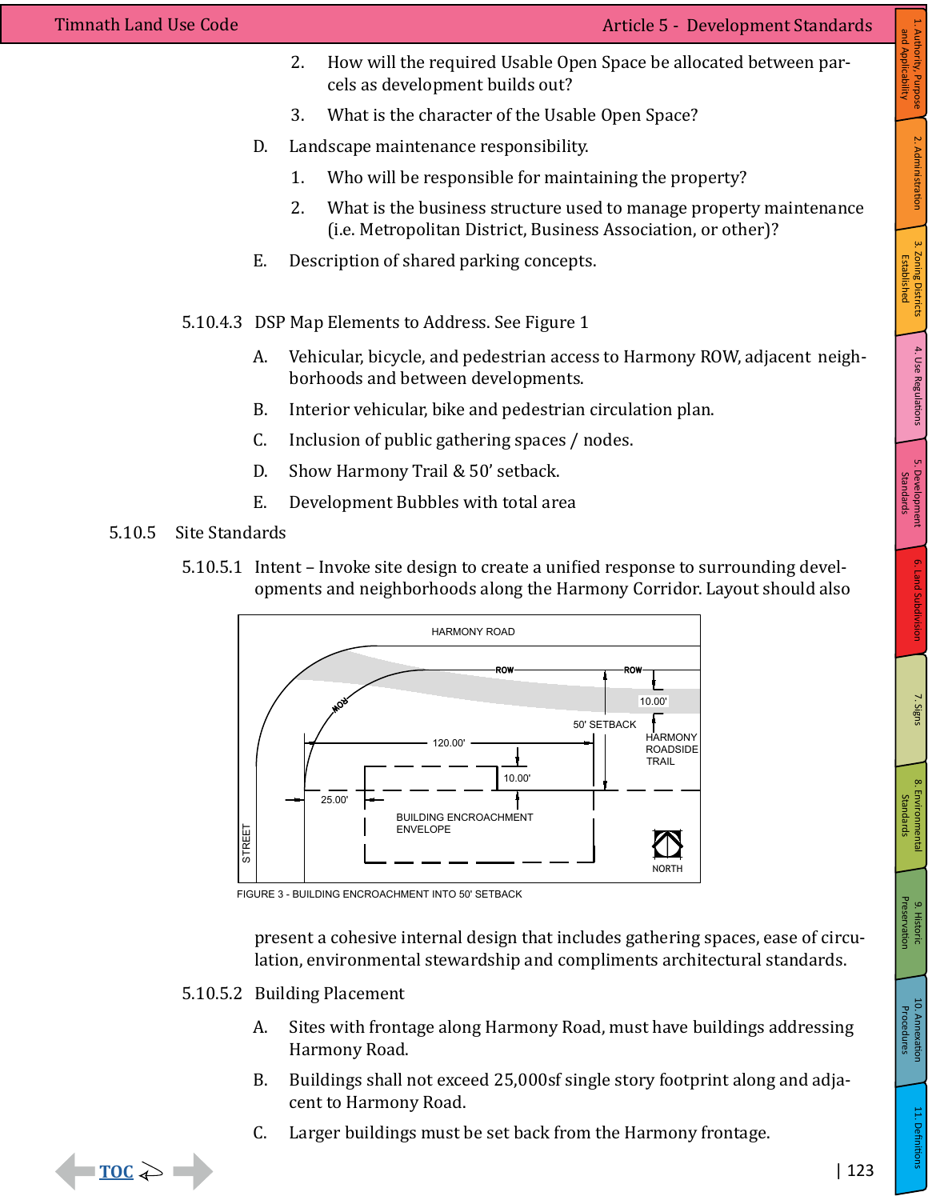2. How will the required Usable Open Space be allocated between parcels as development builds out?
3. What is the character of the Usable Open Space?

D. Landscape maintenance responsibility.

1. Who will be responsible for maintaining the property?
2. What is the business structure used to manage property maintenance (i.e. Metropolitan District, Business Association, or other)?

E. Description of shared parking concepts.

5.10.4.3 DSP Map Elements to Address. See Figure 1

A. Vehicular, bicycle, and pedestrian access to Harmony ROW, adjacent neighborhoods and between developments.

B. Interior vehicular, bike and pedestrian circulation plan.

C. Inclusion of public gathering spaces / nodes.

D. Show Harmony Trail & 50' setback.

E. Development Bubbles with total area

5.10.5 Site Standards

5.10.5.1 Intent – Invoke site design to create a unified response to surrounding developments and neighborhoods along the Harmony Corridor. Layout should also present a cohesive internal design that includes gathering spaces, ease of circulation, environmental stewardship and compliments architectural standards.

FIGURE 3 - BUILDING ENCROACHMENT INTO 50' SETBACK

5.10.5.2 Building Placement

A. Sites with frontage along Harmony Road, must have buildings addressing Harmony Road.

B. Buildings shall not exceed 25,000sf single story footprint along and adjacent to Harmony Road.

C. Larger buildings must be set back from the Harmony frontage.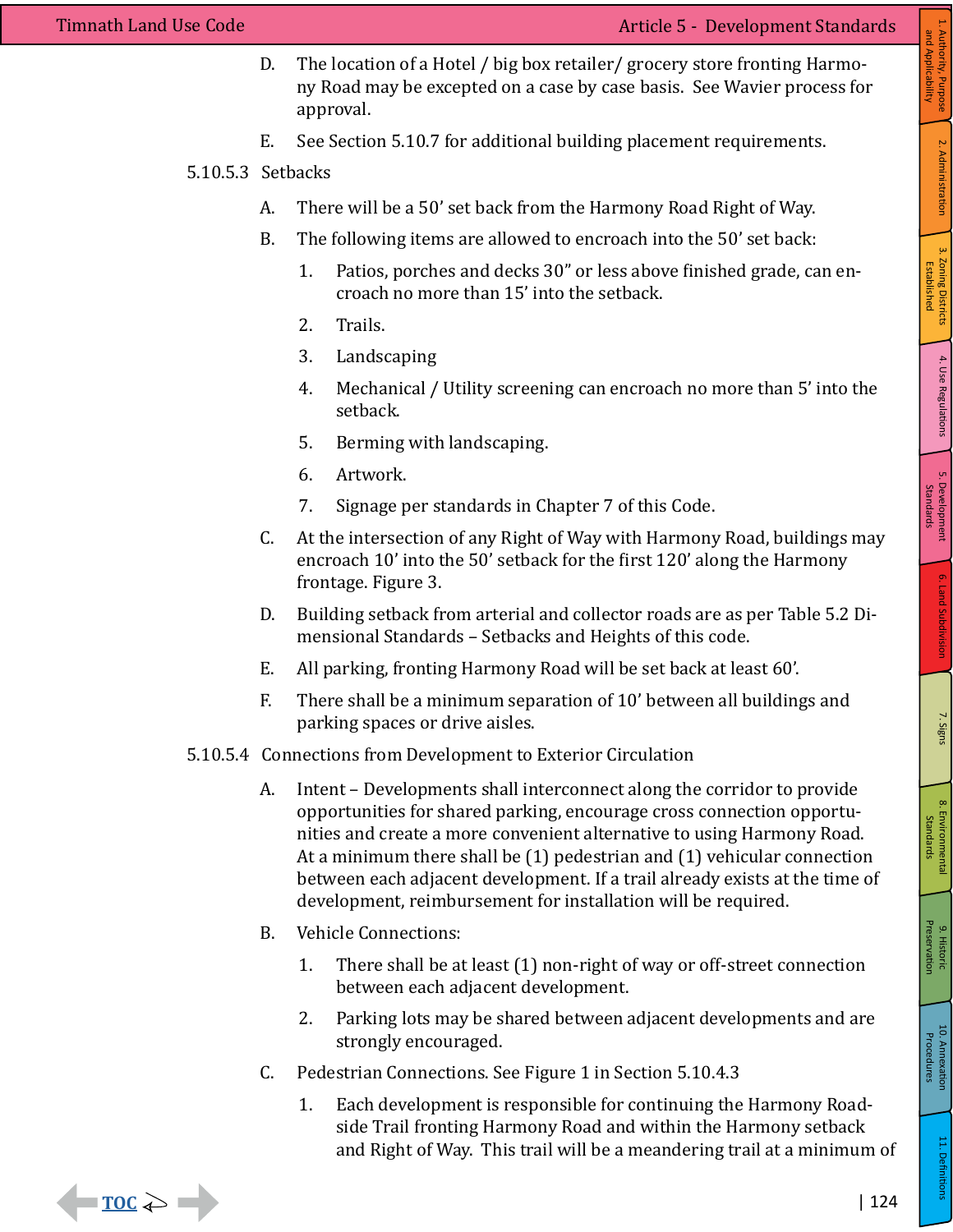D. The location of a Hotel / big box retailer/ grocery store fronting Harmony Road may be excepted on a case by case basis. See Wavier process for approval.

E. See Section 5.10.7 for additional building placement requirements.

5.10.5.3 Setbacks

A. There will be a 50' set back from the Harmony Road Right of Way.

B. The following items are allowed to encroach into the 50' set back:

1. Patios, porches and decks 30" or less above finished grade, can encroach no more than 15' into the setback.
2. Trails.
3. Landscaping
4. Mechanical / Utility screening can encroach no more than 5' into the setback.
5. Berming with landscaping.
6. Artwork.
7. Signage per standards in Chapter 7 of this Code.

C. At the intersection of any Right of Way with Harmony Road, buildings may encroach 10' into the 50' setback for the first 120' along the Harmony frontage. Figure 3.

D. Building setback from arterial and collector roads are as per Table 5.2 Dimensional Standards – Setbacks and Heights of this code.

E. All parking, fronting Harmony Road will be set back at least 60'.

F. There shall be a minimum separation of 10' between all buildings and parking spaces or drive aisles.

5.10.5.4 Connections from Development to Exterior Circulation

A. Intent – Developments shall interconnect along the corridor to provide opportunities for shared parking, encourage cross connection opportunities and create a more convenient alternative to using Harmony Road. At a minimum there shall be (1) pedestrian and (1) vehicular connection between each adjacent development. If a trail already exists at the time of development, reimbursement for installation will be required.

B. Vehicle Connections:

1. There shall be at least (1) non-right of way or off-street connection between each adjacent development.
2. Parking lots may be shared between adjacent developments and are strongly encouraged.

C. Pedestrian Connections. See Figure 1 in Section 5.10.4.3

1. Each development is responsible for continuing the Harmony Roadside Trail fronting Harmony Road and within the Harmony setback and Right of Way. This trail will be a meandering trail at a minimum of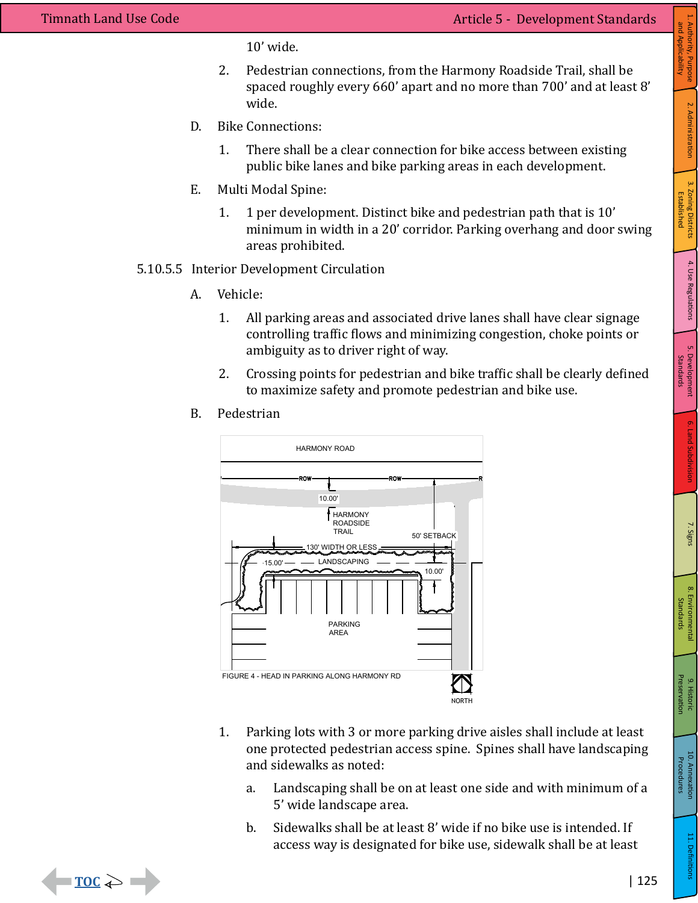10' wide.

2. Pedestrian connections, from the Harmony Roadside Trail, shall be spaced roughly every 660' apart and no more than 700' and at least 8' wide.

D. Bike Connections:

1. There shall be a clear connection for bike access between existing public bike lanes and bike parking areas in each development.

E. Multi Modal Spine:

1. 1 per development. Distinct bike and pedestrian path that is 10' minimum in width in a 20' corridor. Parking overhang and door swing areas prohibited.

5.10.5.5 Interior Development Circulation

A. Vehicle:

1. All parking areas and associated drive lanes shall have clear signage controlling traffic flows and minimizing congestion, choke points or ambiguity as to driver right of way.

2. Crossing points for pedestrian and bike traffic shall be clearly defined to maximize safety and promote pedestrian and bike use.

B. Pedestrian

FIGURE 4 - HEAD IN PARKING ALONG HARMONY RD

1. Parking lots with 3 or more parking drive aisles shall include at least one protected pedestrian access spine. Spines shall have landscaping and sidewalks as noted:

   a. Landscaping shall be on at least one side and with minimum of a 5' wide landscape area.

   b. Sidewalks shall be at least 8' wide if no bike use is intended. If access way is designated for bike use, sidewalk shall be at least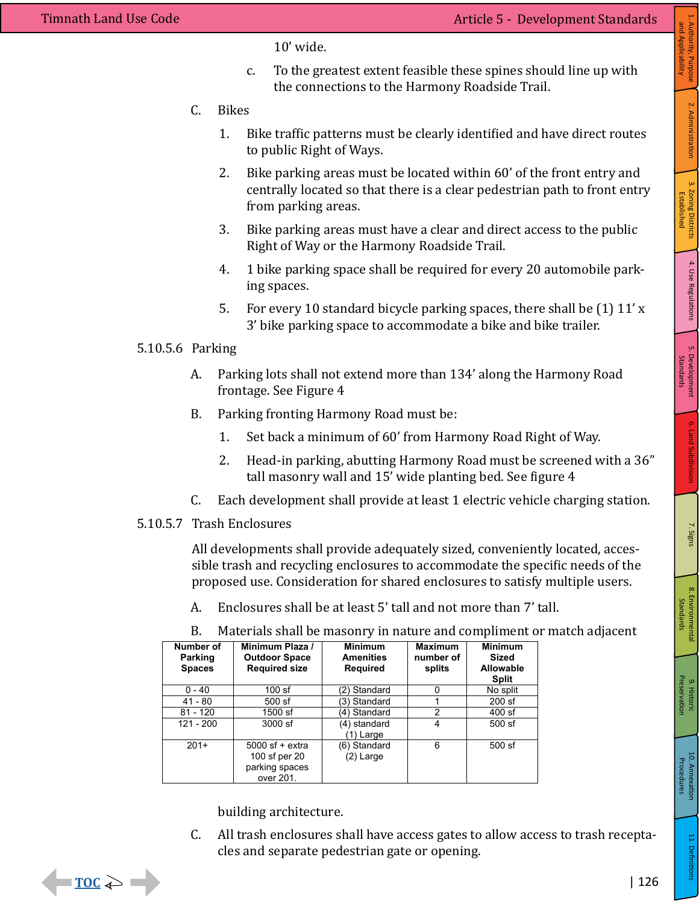10’ wide.

c. To the greatest extent feasible these spines should line up with the connections to the Harmony Roadside Trail.

C. Bikes

1. Bike traffic patterns must be clearly identified and have direct routes to public Right of Ways.

2. Bike parking areas must be located within 60’ of the front entry and centrally located so that there is a clear pedestrian path to front entry from parking areas.

3. Bike parking areas must have a clear and direct access to the public Right of Way or the Harmony Roadside Trail.

4. 1 bike parking space shall be required for every 20 automobile parking spaces.

5. For every 10 standard bicycle parking spaces, there shall be (1) 11’ x 3’ bike parking space to accommodate a bike and bike trailer.

5.10.5.6 Parking

A. Parking lots shall not extend more than 134’ along the Harmony Road frontage. See Figure 4

B. Parking fronting Harmony Road must be:

1. Set back a minimum of 60’ from Harmony Road Right of Way.

2. Head-in parking, abutting Harmony Road must be screened with a 36” tall masonry wall and 15’ wide planting bed. See figure 4

C. Each development shall provide at least 1 electric vehicle charging station.

5.10.5.7 Trash Enclosures

All developments shall provide adequately sized, conveniently located, accessible trash and recycling enclosures to accommodate the specific needs of the proposed use. Consideration for shared enclosures to satisfy multiple users.

A. Enclosures shall be at least 5’ tall and not more than 7’ tall.

B. Materials shall be masonry in nature and compliment or match adjacent building architecture.

| Number of Parking Spaces | Minimum Plaza / Outdoor Space Required size | Minimum Amenities Required | Maximum number of splits | Minimum Sized Allowable Split |
|---|---|---|---|---|
| 0 - 40 | 100 sf | (2) Standard | 0 | No split |
| 41 - 80 | 500 sf | (3) Standard | 1 | 200 sf |
| 81 - 120 | 1500 sf | (4) Standard | 2 | 400 sf |
| 121 - 200 | 3000 sf | (4) standard (1) Large | 4 | 500 sf |
| 201+ | 5000 sf + extra 100 sf per 20 parking spaces over 201. | (6) Standard (2) Large | 6 | 500 sf |

C. All trash enclosures shall have access gates to allow access to trash receptacles and separate pedestrian gate or opening.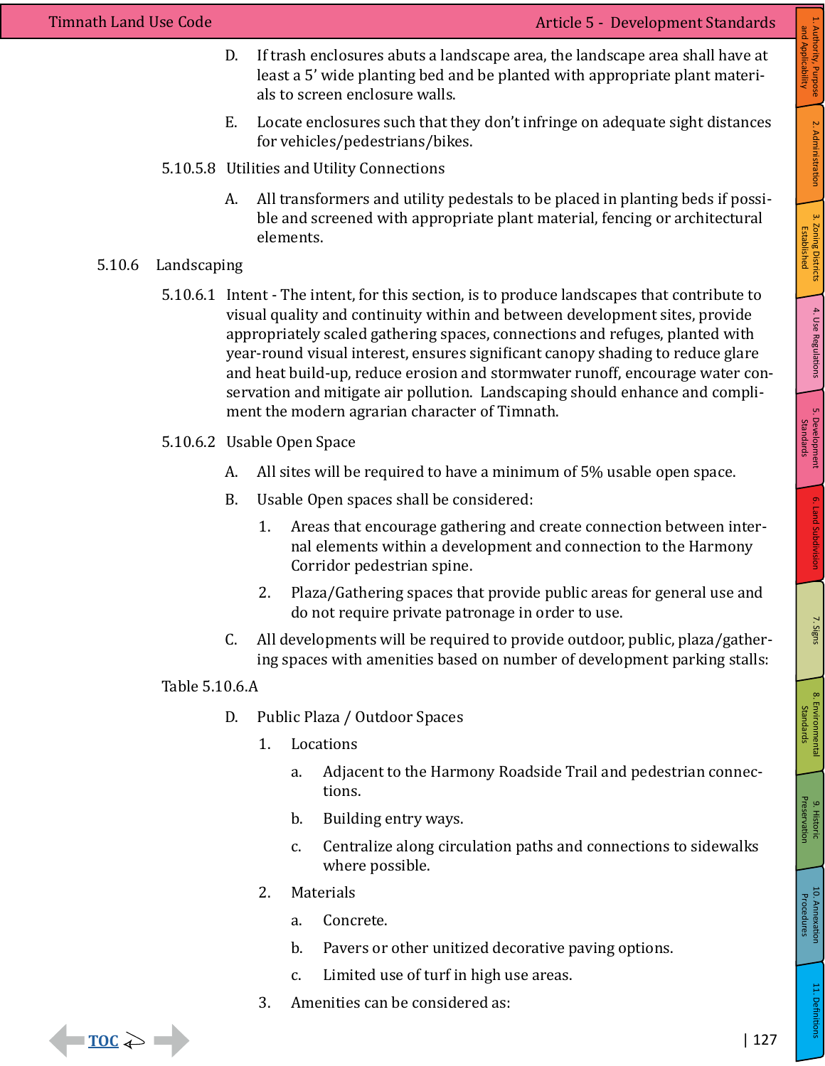D. If trash enclosures abuts a landscape area, the landscape area shall have at least a 5' wide planting bed and be planted with appropriate plant materials to screen enclosure walls.

E. Locate enclosures such that they don't infringe on adequate sight distances for vehicles/pedestrians/bikes.

5.10.5.8 Utilities and Utility Connections

A. All transformers and utility pedestals to be placed in planting beds if possible and screened with appropriate plant material, fencing or architectural elements.

### 5.10.6 Landscaping

5.10.6.1 Intent - The intent, for this section, is to produce landscapes that contribute to visual quality and continuity within and between development sites, provide appropriately scaled gathering spaces, connections and refuges, planted with year-round visual interest, ensures significant canopy shading to reduce glare and heat build-up, reduce erosion and stormwater runoff, encourage water conservation and mitigate air pollution. Landscaping should enhance and compliment the modern agrarian character of Timnath.

5.10.6.2 Usable Open Space

A. All sites will be required to have a minimum of 5% usable open space.

B. Usable Open spaces shall be considered:

1. Areas that encourage gathering and create connection between internal elements within a development and connection to the Harmony Corridor pedestrian spine.
2. Plaza/Gathering spaces that provide public areas for general use and do not require private patronage in order to use.

C. All developments will be required to provide outdoor, public, plaza/gathering spaces with amenities based on number of development parking stalls:

Table 5.10.6.A

D. Public Plaza / Outdoor Spaces

1. Locations
   a. Adjacent to the Harmony Roadside Trail and pedestrian connections.
   b. Building entry ways.
   c. Centralize along circulation paths and connections to sidewalks where possible.
2. Materials
   a. Concrete.
   b. Pavers or other unitized decorative paving options.
   c. Limited use of turf in high use areas.
3. Amenities can be considered as: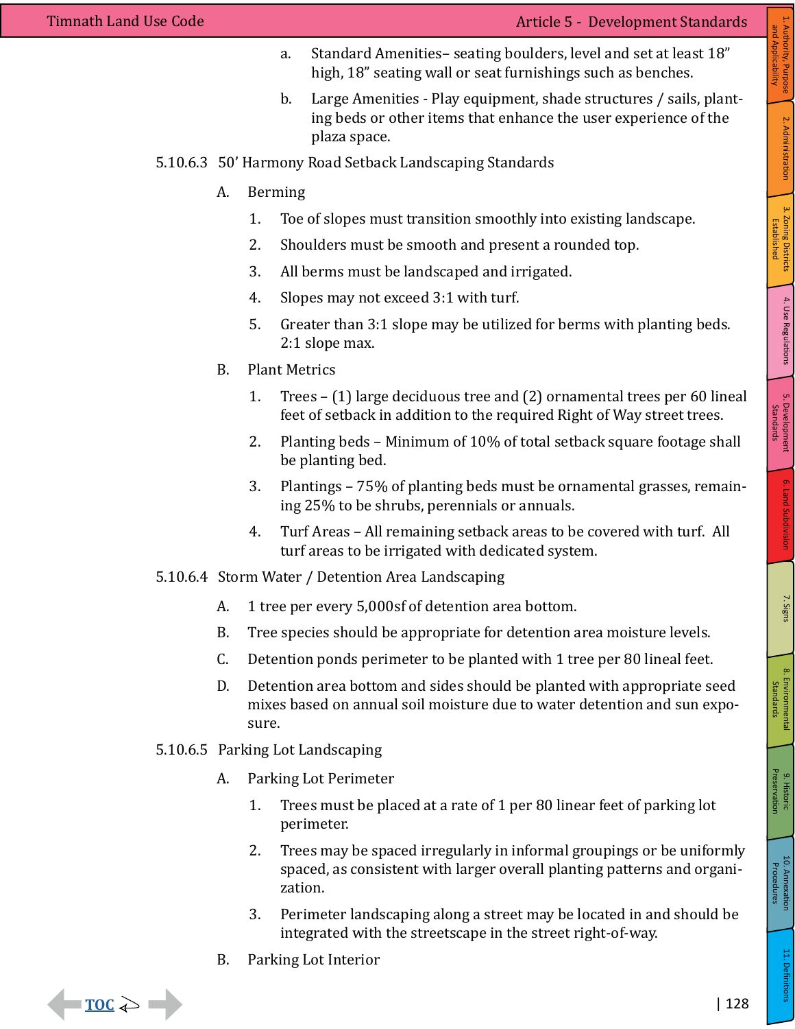a. Standard Amenities– seating boulders, level and set at least 18” high, 18” seating wall or seat furnishings such as benches.

b. Large Amenities - Play equipment, shade structures / sails, planting beds or other items that enhance the user experience of the plaza space.

5.10.6.3 50’ Harmony Road Setback Landscaping Standards

A. Berming

1. Toe of slopes must transition smoothly into existing landscape.
2. Shoulders must be smooth and present a rounded top.
3. All berms must be landscaped and irrigated.
4. Slopes may not exceed 3:1 with turf.
5. Greater than 3:1 slope may be utilized for berms with planting beds. 2:1 slope max.

B. Plant Metrics

1. Trees – (1) large deciduous tree and (2) ornamental trees per 60 lineal feet of setback in addition to the required Right of Way street trees.
2. Planting beds – Minimum of 10% of total setback square footage shall be planting bed.
3. Plantings – 75% of planting beds must be ornamental grasses, remaining 25% to be shrubs, perennials or annuals.
4. Turf Areas – All remaining setback areas to be covered with turf. All turf areas to be irrigated with dedicated system.

5.10.6.4 Storm Water / Detention Area Landscaping

A. 1 tree per every 5,000sf of detention area bottom.

B. Tree species should be appropriate for detention area moisture levels.

C. Detention ponds perimeter to be planted with 1 tree per 80 lineal feet.

D. Detention area bottom and sides should be planted with appropriate seed mixes based on annual soil moisture due to water detention and sun exposure.

5.10.6.5 Parking Lot Landscaping

A. Parking Lot Perimeter

1. Trees must be placed at a rate of 1 per 80 linear feet of parking lot perimeter.
2. Trees may be spaced irregularly in informal groupings or be uniformly spaced, as consistent with larger overall planting patterns and organization.
3. Perimeter landscaping along a street may be located in and should be integrated with the streetscape in the street right-of-way.

B. Parking Lot Interior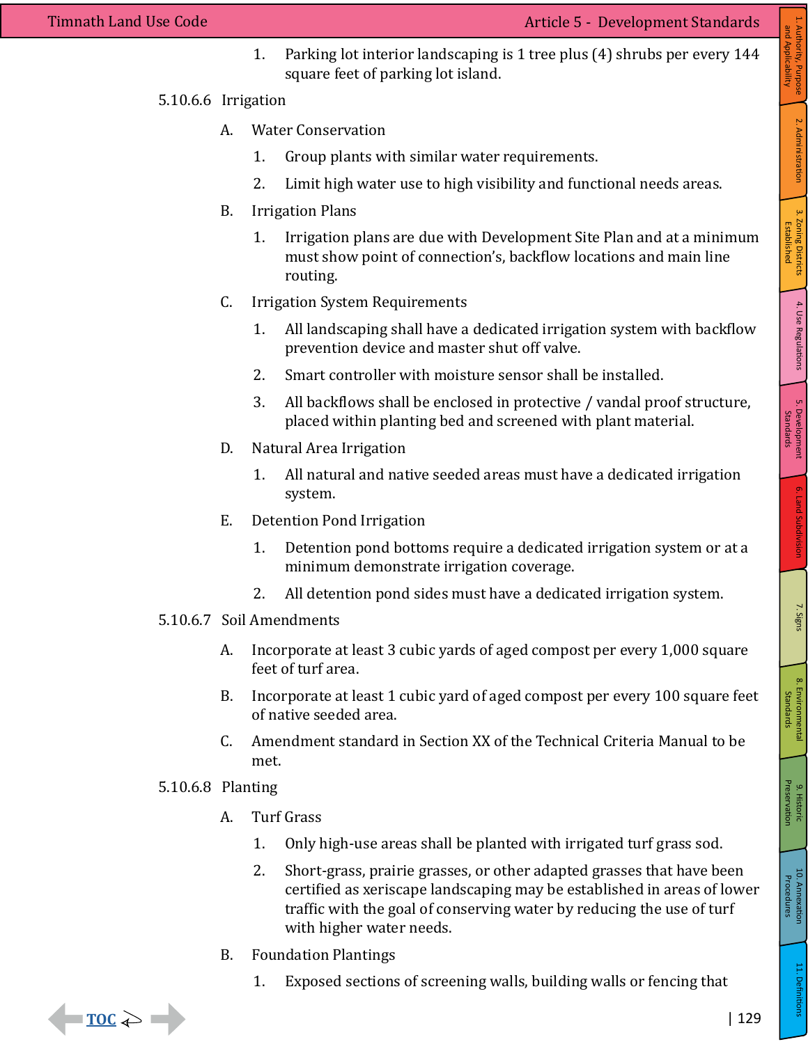1. Parking lot interior landscaping is 1 tree plus (4) shrubs per every 144 square feet of parking lot island.

### 5.10.6.6 Irrigation

A. Water Conservation

1. Group plants with similar water requirements.
2. Limit high water use to high visibility and functional needs areas.

B. Irrigation Plans

1. Irrigation plans are due with Development Site Plan and at a minimum must show point of connection's, backflow locations and main line routing.

C. Irrigation System Requirements

1. All landscaping shall have a dedicated irrigation system with backflow prevention device and master shut off valve.
2. Smart controller with moisture sensor shall be installed.
3. All backflows shall be enclosed in protective / vandal proof structure, placed within planting bed and screened with plant material.

D. Natural Area Irrigation

1. All natural and native seeded areas must have a dedicated irrigation system.

E. Detention Pond Irrigation

1. Detention pond bottoms require a dedicated irrigation system or at a minimum demonstrate irrigation coverage.
2. All detention pond sides must have a dedicated irrigation system.

### 5.10.6.7 Soil Amendments

A. Incorporate at least 3 cubic yards of aged compost per every 1,000 square feet of turf area.

B. Incorporate at least 1 cubic yard of aged compost per every 100 square feet of native seeded area.

C. Amendment standard in Section XX of the Technical Criteria Manual to be met.

### 5.10.6.8 Planting

A. Turf Grass

1. Only high-use areas shall be planted with irrigated turf grass sod.
2. Short-grass, prairie grasses, or other adapted grasses that have been certified as xeriscape landscaping may be established in areas of lower traffic with the goal of conserving water by reducing the use of turf with higher water needs.

B. Foundation Plantings

1. Exposed sections of screening walls, building walls or fencing that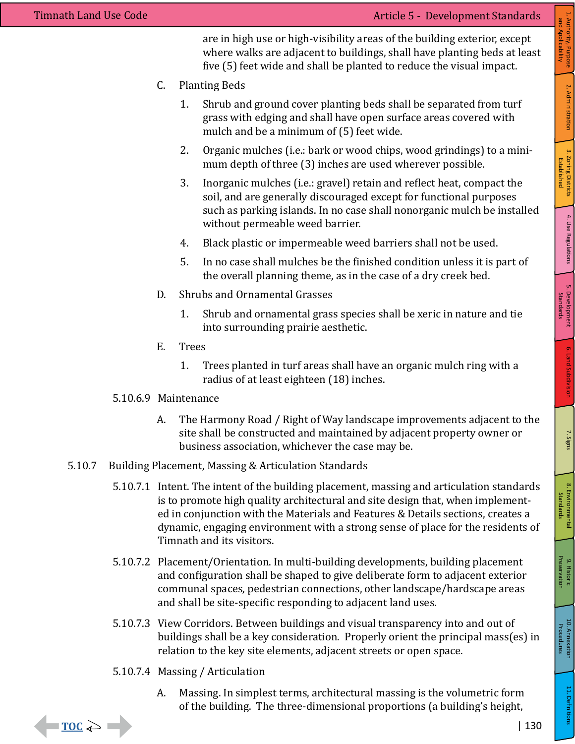are in high use or high-visibility areas of the building exterior, except where walks are adjacent to buildings, shall have planting beds at least five (5) feet wide and shall be planted to reduce the visual impact.

C. Planting Beds

1. Shrub and ground cover planting beds shall be separated from turf grass with edging and shall have open surface areas covered with mulch and be a minimum of (5) feet wide.

2. Organic mulches (i.e.: bark or wood chips, wood grindings) to a minimum depth of three (3) inches are used wherever possible.

3. Inorganic mulches (i.e.: gravel) retain and reflect heat, compact the soil, and are generally discouraged except for functional purposes such as parking islands. In no case shall nonorganic mulch be installed without permeable weed barrier.

4. Black plastic or impermeable weed barriers shall not be used.

5. In no case shall mulches be the finished condition unless it is part of the overall planning theme, as in the case of a dry creek bed.

D. Shrubs and Ornamental Grasses

1. Shrub and ornamental grass species shall be xeric in nature and tie into surrounding prairie aesthetic.

E. Trees

1. Trees planted in turf areas shall have an organic mulch ring with a radius of at least eighteen (18) inches.

5.10.6.9 Maintenance

A. The Harmony Road / Right of Way landscape improvements adjacent to the site shall be constructed and maintained by adjacent property owner or business association, whichever the case may be.

### 5.10.7 Building Placement, Massing & Articulation Standards

5.10.7.1 Intent. The intent of the building placement, massing and articulation standards is to promote high quality architectural and site design that, when implemented in conjunction with the Materials and Features & Details sections, creates a dynamic, engaging environment with a strong sense of place for the residents of Timnath and its visitors.

5.10.7.2 Placement/Orientation. In multi-building developments, building placement and configuration shall be shaped to give deliberate form to adjacent exterior communal spaces, pedestrian connections, other landscape/hardscape areas and shall be site-specific responding to adjacent land uses.

5.10.7.3 View Corridors. Between buildings and visual transparency into and out of buildings shall be a key consideration. Properly orient the principal mass(es) in relation to the key site elements, adjacent streets or open space.

5.10.7.4 Massing / Articulation

A. Massing. In simplest terms, architectural massing is the volumetric form of the building. The three-dimensional proportions (a building's height,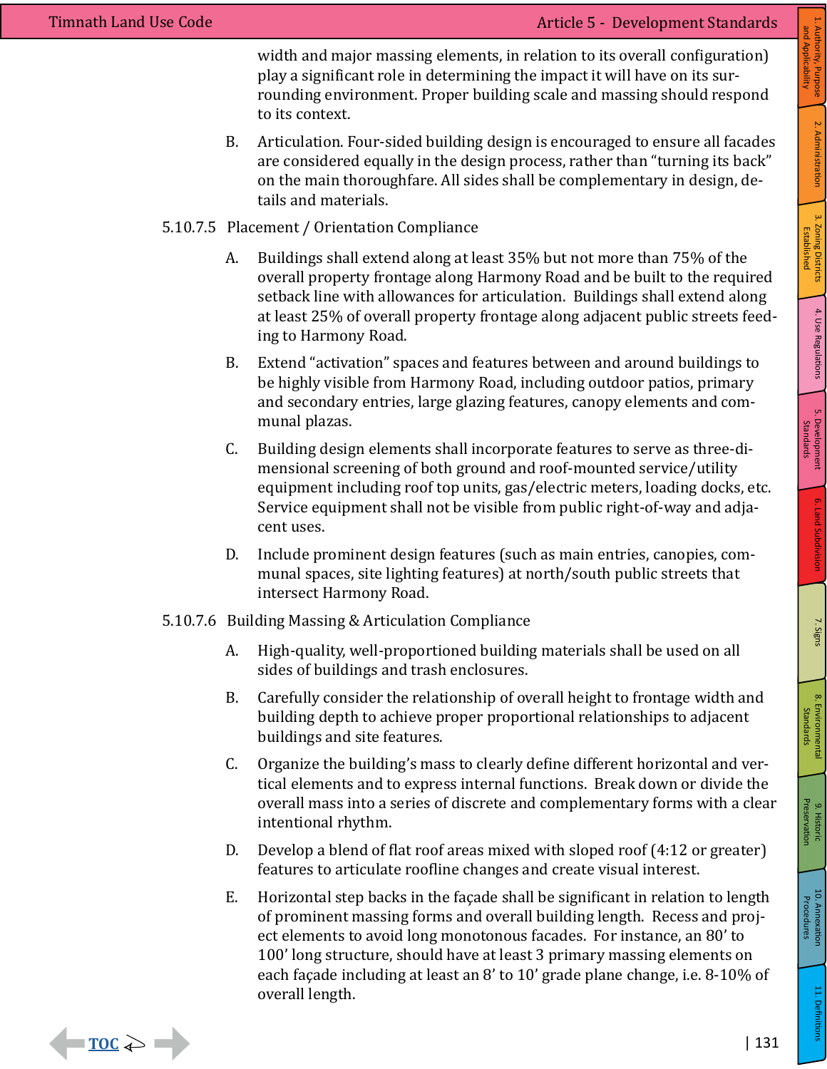width and major massing elements, in relation to its overall configuration) play a significant role in determining the impact it will have on its surrounding environment. Proper building scale and massing should respond to its context.

B. Articulation. Four-sided building design is encouraged to ensure all facades are considered equally in the design process, rather than "turning its back" on the main thoroughfare. All sides shall be complementary in design, details and materials.

### 5.10.7.5 Placement / Orientation Compliance

A. Buildings shall extend along at least 35% but not more than 75% of the overall property frontage along Harmony Road and be built to the required setback line with allowances for articulation. Buildings shall extend along at least 25% of overall property frontage along adjacent public streets feeding to Harmony Road.

B. Extend "activation" spaces and features between and around buildings to be highly visible from Harmony Road, including outdoor patios, primary and secondary entries, large glazing features, canopy elements and communal plazas.

C. Building design elements shall incorporate features to serve as three-dimensional screening of both ground and roof-mounted service/utility equipment including roof top units, gas/electric meters, loading docks, etc. Service equipment shall not be visible from public right-of-way and adjacent uses.

D. Include prominent design features (such as main entries, canopies, communal spaces, site lighting features) at north/south public streets that intersect Harmony Road.

### 5.10.7.6 Building Massing & Articulation Compliance

A. High-quality, well-proportioned building materials shall be used on all sides of buildings and trash enclosures.

B. Carefully consider the relationship of overall height to frontage width and building depth to achieve proper proportional relationships to adjacent buildings and site features.

C. Organize the building's mass to clearly define different horizontal and vertical elements and to express internal functions. Break down or divide the overall mass into a series of discrete and complementary forms with a clear intentional rhythm.

D. Develop a blend of flat roof areas mixed with sloped roof (4:12 or greater) features to articulate roofline changes and create visual interest.

E. Horizontal step backs in the façade shall be significant in relation to length of prominent massing forms and overall building length. Recess and project elements to avoid long monotonous facades. For instance, an 80' to 100' long structure, should have at least 3 primary massing elements on each façade including at least an 8' to 10' grade plane change, i.e. 8-10% of overall length.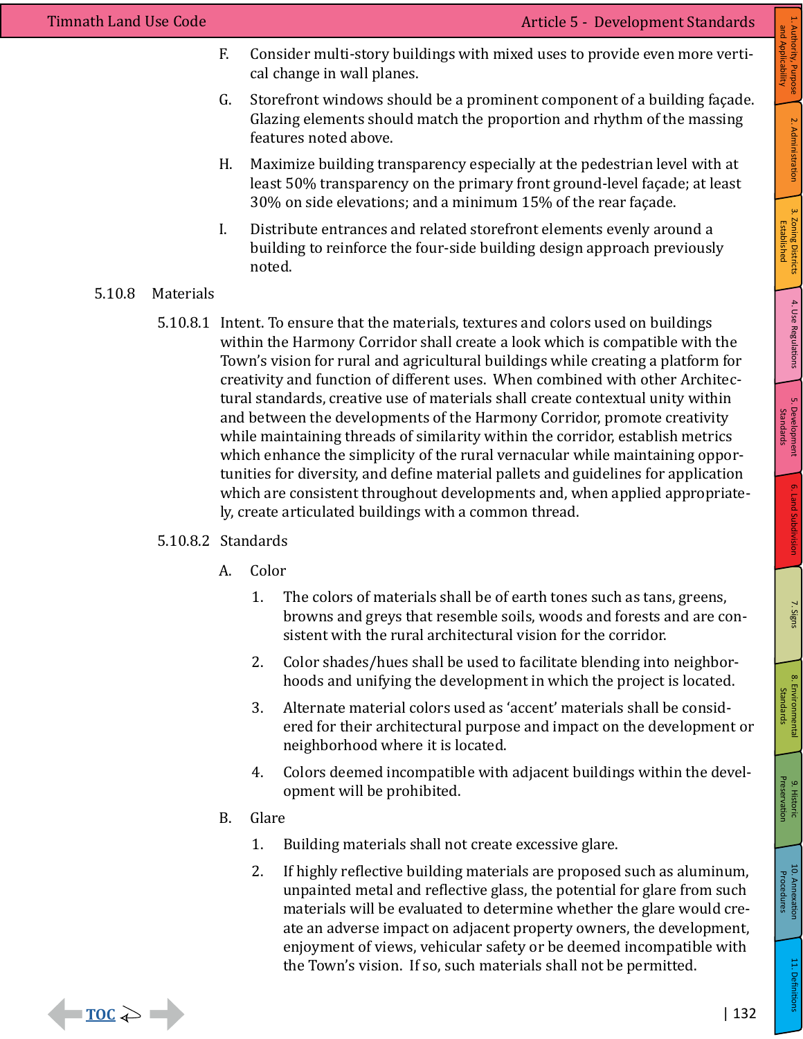F. Consider multi-story buildings with mixed uses to provide even more vertical change in wall planes.

G. Storefront windows should be a prominent component of a building façade. Glazing elements should match the proportion and rhythm of the massing features noted above.

H. Maximize building transparency especially at the pedestrian level with at least 50% transparency on the primary front ground-level façade; at least 30% on side elevations; and a minimum 15% of the rear façade.

I. Distribute entrances and related storefront elements evenly around a building to reinforce the four-side building design approach previously noted.

### 5.10.8 Materials

5.10.8.1 Intent. To ensure that the materials, textures and colors used on buildings within the Harmony Corridor shall create a look which is compatible with the Town's vision for rural and agricultural buildings while creating a platform for creativity and function of different uses. When combined with other Architectural standards, creative use of materials shall create contextual unity within and between the developments of the Harmony Corridor, promote creativity while maintaining threads of similarity within the corridor, establish metrics which enhance the simplicity of the rural vernacular while maintaining opportunities for diversity, and define material pallets and guidelines for application which are consistent throughout developments and, when applied appropriately, create articulated buildings with a common thread.

5.10.8.2 Standards

A. Color

1. The colors of materials shall be of earth tones such as tans, greens, browns and greys that resemble soils, woods and forests and are consistent with the rural architectural vision for the corridor.
2. Color shades/hues shall be used to facilitate blending into neighborhoods and unifying the development in which the project is located.
3. Alternate material colors used as 'accent' materials shall be considered for their architectural purpose and impact on the development or neighborhood where it is located.
4. Colors deemed incompatible with adjacent buildings within the development will be prohibited.

B. Glare

1. Building materials shall not create excessive glare.
2. If highly reflective building materials are proposed such as aluminum, unpainted metal and reflective glass, the potential for glare from such materials will be evaluated to determine whether the glare would create an adverse impact on adjacent property owners, the development, enjoyment of views, vehicular safety or be deemed incompatible with the Town's vision. If so, such materials shall not be permitted.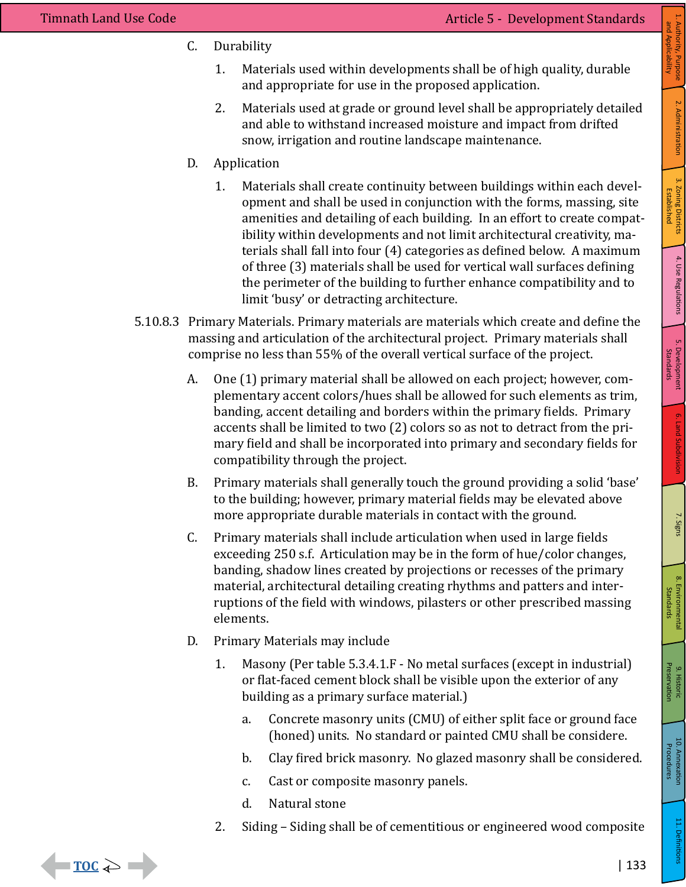C. Durability

1. Materials used within developments shall be of high quality, durable and appropriate for use in the proposed application.

2. Materials used at grade or ground level shall be appropriately detailed and able to withstand increased moisture and impact from drifted snow, irrigation and routine landscape maintenance.

D. Application

1. Materials shall create continuity between buildings within each development and shall be used in conjunction with the forms, massing, site amenities and detailing of each building. In an effort to create compatibility within developments and not limit architectural creativity, materials shall fall into four (4) categories as defined below. A maximum of three (3) materials shall be used for vertical wall surfaces defining the perimeter of the building to further enhance compatibility and to limit 'busy' or detracting architecture.

5.10.8.3 Primary Materials. Primary materials are materials which create and define the massing and articulation of the architectural project. Primary materials shall comprise no less than 55% of the overall vertical surface of the project.

A. One (1) primary material shall be allowed on each project; however, complementary accent colors/hues shall be allowed for such elements as trim, banding, accent detailing and borders within the primary fields. Primary accents shall be limited to two (2) colors so as not to detract from the primary field and shall be incorporated into primary and secondary fields for compatibility through the project.

B. Primary materials shall generally touch the ground providing a solid 'base' to the building; however, primary material fields may be elevated above more appropriate durable materials in contact with the ground.

C. Primary materials shall include articulation when used in large fields exceeding 250 s.f. Articulation may be in the form of hue/color changes, banding, shadow lines created by projections or recesses of the primary material, architectural detailing creating rhythms and patters and interruptions of the field with windows, pilasters or other prescribed massing elements.

D. Primary Materials may include

1. Masony (Per table 5.3.4.1.F - No metal surfaces (except in industrial) or flat-faced cement block shall be visible upon the exterior of any building as a primary surface material.)

   a. Concrete masonry units (CMU) of either split face or ground face (honed) units. No standard or painted CMU shall be considere.

   b. Clay fired brick masonry. No glazed masonry shall be considered.

   c. Cast or composite masonry panels.

   d. Natural stone

2. Siding – Siding shall be of cementitious or engineered wood composite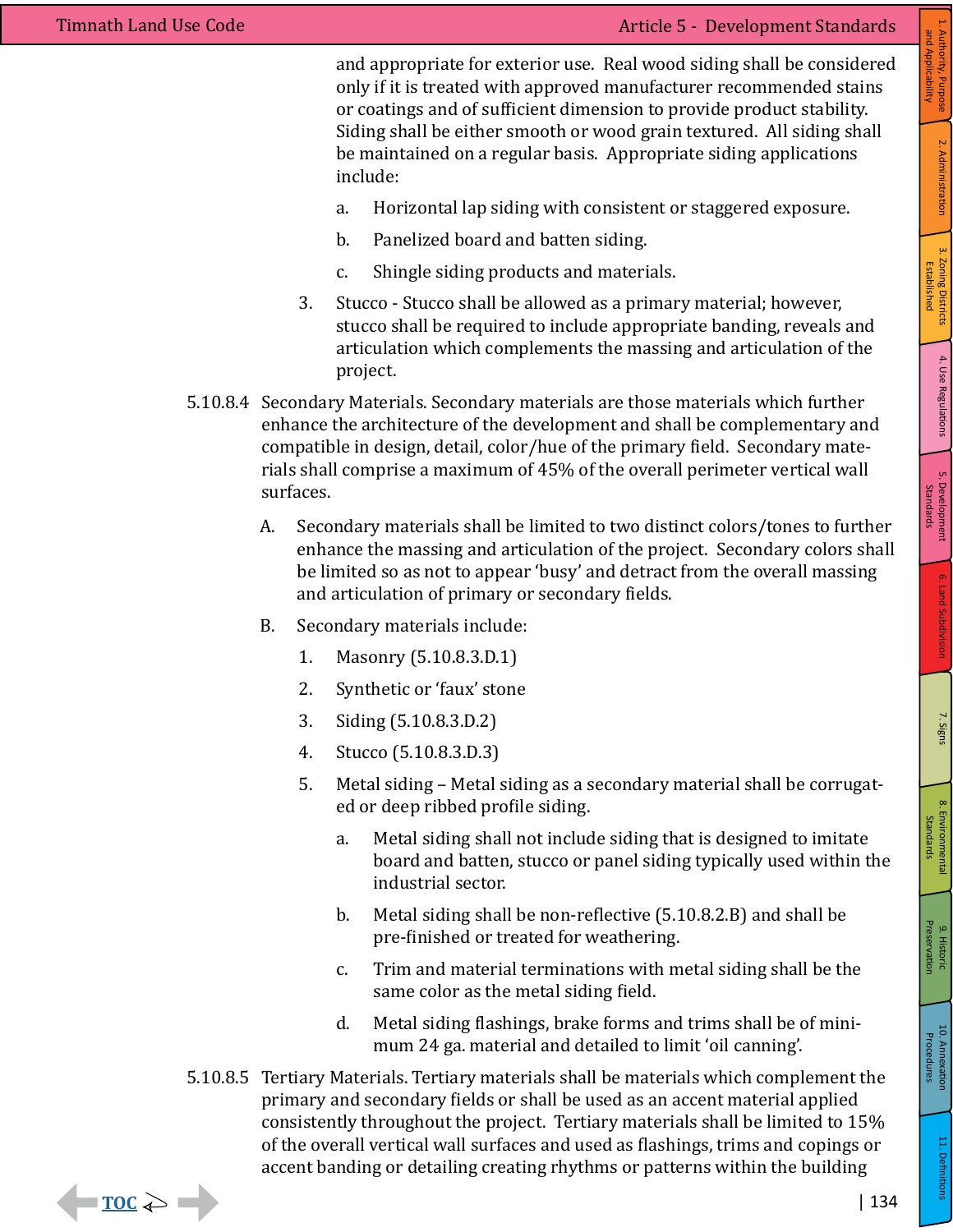and appropriate for exterior use. Real wood siding shall be considered only if it is treated with approved manufacturer recommended stains or coatings and of sufficient dimension to provide product stability. Siding shall be either smooth or wood grain textured. All siding shall be maintained on a regular basis. Appropriate siding applications include:

   a. Horizontal lap siding with consistent or staggered exposure.

   b. Panelized board and batten siding.

   c. Shingle siding products and materials.

3. Stucco - Stucco shall be allowed as a primary material; however, stucco shall be required to include appropriate banding, reveals and articulation which complements the massing and articulation of the project.

5.10.8.4 Secondary Materials. Secondary materials are those materials which further enhance the architecture of the development and shall be complementary and compatible in design, detail, color/hue of the primary field. Secondary materials shall comprise a maximum of 45% of the overall perimeter vertical wall surfaces.

A. Secondary materials shall be limited to two distinct colors/tones to further enhance the massing and articulation of the project. Secondary colors shall be limited so as not to appear 'busy' and detract from the overall massing and articulation of primary or secondary fields.

B. Secondary materials include:

1. Masonry (5.10.8.3.D.1)

2. Synthetic or 'faux' stone

3. Siding (5.10.8.3.D.2)

4. Stucco (5.10.8.3.D.3)

5. Metal siding – Metal siding as a secondary material shall be corrugated or deep ribbed profile siding.

   a. Metal siding shall not include siding that is designed to imitate board and batten, stucco or panel siding typically used within the industrial sector.

   b. Metal siding shall be non-reflective (5.10.8.2.B) and shall be pre-finished or treated for weathering.

   c. Trim and material terminations with metal siding shall be the same color as the metal siding field.

   d. Metal siding flashings, brake forms and trims shall be of minimum 24 ga. material and detailed to limit 'oil canning'.

5.10.8.5 Tertiary Materials. Tertiary materials shall be materials which complement the primary and secondary fields or shall be used as an accent material applied consistently throughout the project. Tertiary materials shall be limited to 15% of the overall vertical wall surfaces and used as flashings, trims and copings or accent banding or detailing creating rhythms or patterns within the building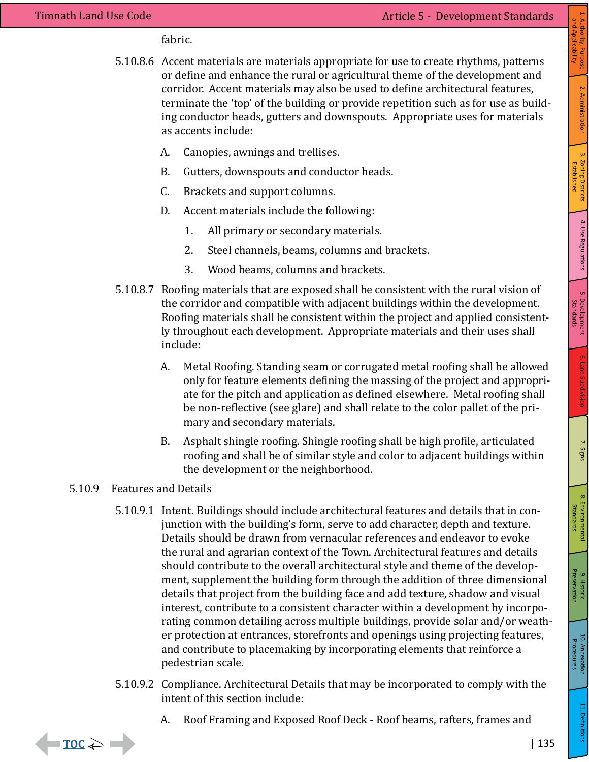fabric.

5.10.8.6 Accent materials are materials appropriate for use to create rhythms, patterns or define and enhance the rural or agricultural theme of the development and corridor. Accent materials may also be used to define architectural features, terminate the 'top' of the building or provide repetition such as for use as building conductor heads, gutters and downspouts. Appropriate uses for materials as accents include:

A. Canopies, awnings and trellises.

B. Gutters, downspouts and conductor heads.

C. Brackets and support columns.

D. Accent materials include the following:

   1. All primary or secondary materials.

   2. Steel channels, beams, columns and brackets.

   3. Wood beams, columns and brackets.

5.10.8.7 Roofing materials that are exposed shall be consistent with the rural vision of the corridor and compatible with adjacent buildings within the development. Roofing materials shall be consistent within the project and applied consistently throughout each development. Appropriate materials and their uses shall include:

A. Metal Roofing. Standing seam or corrugated metal roofing shall be allowed only for feature elements defining the massing of the project and appropriate for the pitch and application as defined elsewhere. Metal roofing shall be non-reflective (see glare) and shall relate to the color pallet of the primary and secondary materials.

B. Asphalt shingle roofing. Shingle roofing shall be high profile, articulated roofing and shall be of similar style and color to adjacent buildings within the development or the neighborhood.

## 5.10.9 Features and Details

5.10.9.1 Intent. Buildings should include architectural features and details that in conjunction with the building's form, serve to add character, depth and texture. Details should be drawn from vernacular references and endeavor to evoke the rural and agrarian context of the Town. Architectural features and details should contribute to the overall architectural style and theme of the development, supplement the building form through the addition of three dimensional details that project from the building face and add texture, shadow and visual interest, contribute to a consistent character within a development by incorporating common detailing across multiple buildings, provide solar and/or weather protection at entrances, storefronts and openings using projecting features, and contribute to placemaking by incorporating elements that reinforce a pedestrian scale.

5.10.9.2 Compliance. Architectural Details that may be incorporated to comply with the intent of this section include:

A. Roof Framing and Exposed Roof Deck - Roof beams, rafters, frames and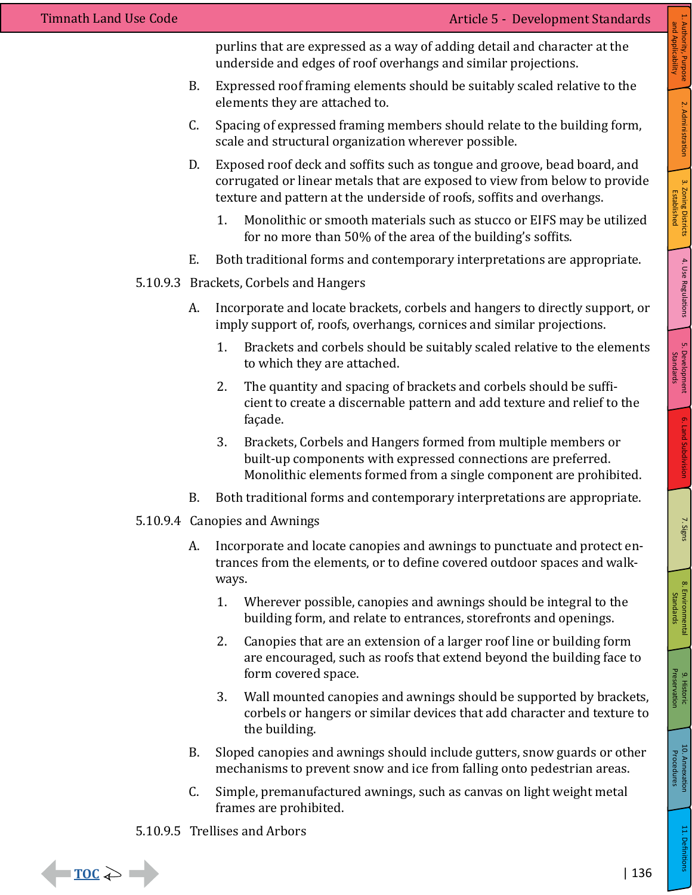purlins that are expressed as a way of adding detail and character at the underside and edges of roof overhangs and similar projections.

B. Expressed roof framing elements should be suitably scaled relative to the elements they are attached to.

C. Spacing of expressed framing members should relate to the building form, scale and structural organization wherever possible.

D. Exposed roof deck and soffits such as tongue and groove, bead board, and corrugated or linear metals that are exposed to view from below to provide texture and pattern at the underside of roofs, soffits and overhangs.

1. Monolithic or smooth materials such as stucco or EIFS may be utilized for no more than 50% of the area of the building's soffits.

E. Both traditional forms and contemporary interpretations are appropriate.

5.10.9.3 Brackets, Corbels and Hangers

A. Incorporate and locate brackets, corbels and hangers to directly support, or imply support of, roofs, overhangs, cornices and similar projections.

1. Brackets and corbels should be suitably scaled relative to the elements to which they are attached.

2. The quantity and spacing of brackets and corbels should be sufficient to create a discernable pattern and add texture and relief to the façade.

3. Brackets, Corbels and Hangers formed from multiple members or built-up components with expressed connections are preferred. Monolithic elements formed from a single component are prohibited.

B. Both traditional forms and contemporary interpretations are appropriate.

5.10.9.4 Canopies and Awnings

A. Incorporate and locate canopies and awnings to punctuate and protect entrances from the elements, or to define covered outdoor spaces and walkways.

1. Wherever possible, canopies and awnings should be integral to the building form, and relate to entrances, storefronts and openings.

2. Canopies that are an extension of a larger roof line or building form are encouraged, such as roofs that extend beyond the building face to form covered space.

3. Wall mounted canopies and awnings should be supported by brackets, corbels or hangers or similar devices that add character and texture to the building.

B. Sloped canopies and awnings should include gutters, snow guards or other mechanisms to prevent snow and ice from falling onto pedestrian areas.

C. Simple, premanufactured awnings, such as canvas on light weight metal frames are prohibited.

5.10.9.5 Trellises and Arbors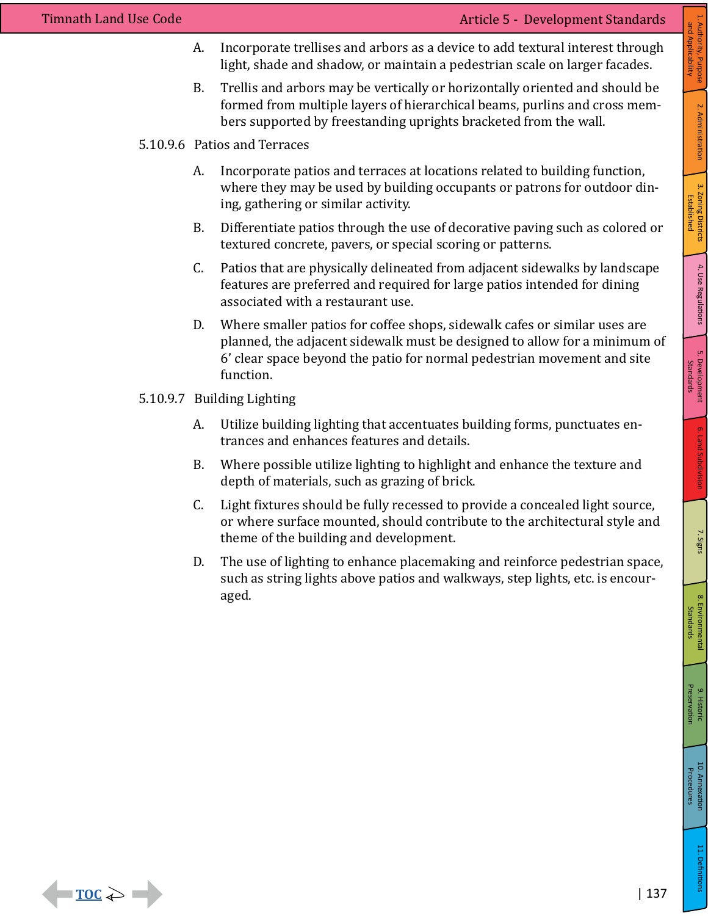A. Incorporate trellises and arbors as a device to add textural interest through light, shade and shadow, or maintain a pedestrian scale on larger facades.

B. Trellis and arbors may be vertically or horizontally oriented and should be formed from multiple layers of hierarchical beams, purlins and cross members supported by freestanding uprights bracketed from the wall.

#### 5.10.9.6 Patios and Terraces

A. Incorporate patios and terraces at locations related to building function, where they may be used by building occupants or patrons for outdoor dining, gathering or similar activity.

B. Differentiate patios through the use of decorative paving such as colored or textured concrete, pavers, or special scoring or patterns.

C. Patios that are physically delineated from adjacent sidewalks by landscape features are preferred and required for large patios intended for dining associated with a restaurant use.

D. Where smaller patios for coffee shops, sidewalk cafes or similar uses are planned, the adjacent sidewalk must be designed to allow for a minimum of 6' clear space beyond the patio for normal pedestrian movement and site function.

#### 5.10.9.7 Building Lighting

A. Utilize building lighting that accentuates building forms, punctuates entrances and enhances features and details.

B. Where possible utilize lighting to highlight and enhance the texture and depth of materials, such as grazing of brick.

C. Light fixtures should be fully recessed to provide a concealed light source, or where surface mounted, should contribute to the architectural style and theme of the building and development.

D. The use of lighting to enhance placemaking and reinforce pedestrian space, such as string lights above patios and walkways, step lights, etc. is encouraged.